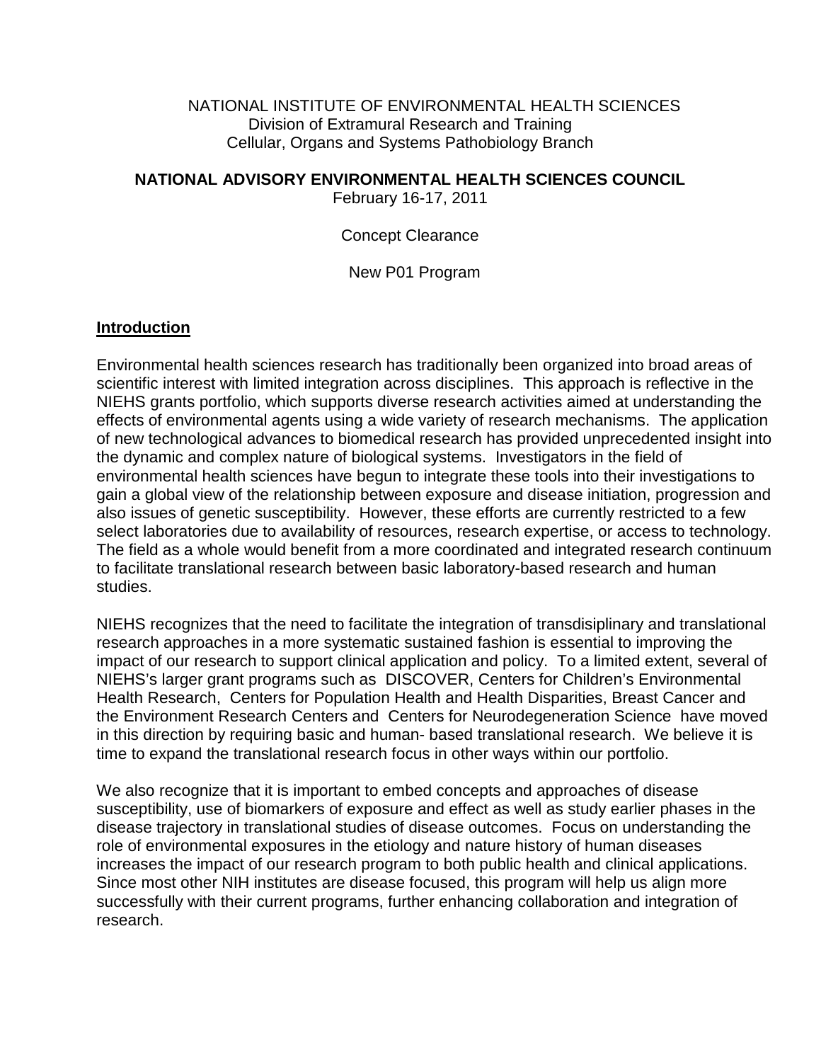NATIONAL INSTITUTE OF ENVIRONMENTAL HEALTH SCIENCES
Division of Extramural Research and Training
Cellular, Organs and Systems Pathobiology Branch

**NATIONAL ADVISORY ENVIRONMENTAL HEALTH SCIENCES COUNCIL**
February 16-17, 2011

Concept Clearance

New P01 Program

## Introduction

Environmental health sciences research has traditionally been organized into broad areas of scientific interest with limited integration across disciplines. This approach is reflective in the NIEHS grants portfolio, which supports diverse research activities aimed at understanding the effects of environmental agents using a wide variety of research mechanisms. The application of new technological advances to biomedical research has provided unprecedented insight into the dynamic and complex nature of biological systems. Investigators in the field of environmental health sciences have begun to integrate these tools into their investigations to gain a global view of the relationship between exposure and disease initiation, progression and also issues of genetic susceptibility. However, these efforts are currently restricted to a few select laboratories due to availability of resources, research expertise, or access to technology. The field as a whole would benefit from a more coordinated and integrated research continuum to facilitate translational research between basic laboratory-based research and human studies.

NIEHS recognizes that the need to facilitate the integration of transdisiplinary and translational research approaches in a more systematic sustained fashion is essential to improving the impact of our research to support clinical application and policy. To a limited extent, several of NIEHS's larger grant programs such as DISCOVER, Centers for Children's Environmental Health Research, Centers for Population Health and Health Disparities, Breast Cancer and the Environment Research Centers and Centers for Neurodegeneration Science have moved in this direction by requiring basic and human- based translational research. We believe it is time to expand the translational research focus in other ways within our portfolio.

We also recognize that it is important to embed concepts and approaches of disease susceptibility, use of biomarkers of exposure and effect as well as study earlier phases in the disease trajectory in translational studies of disease outcomes. Focus on understanding the role of environmental exposures in the etiology and nature history of human diseases increases the impact of our research program to both public health and clinical applications. Since most other NIH institutes are disease focused, this program will help us align more successfully with their current programs, further enhancing collaboration and integration of research.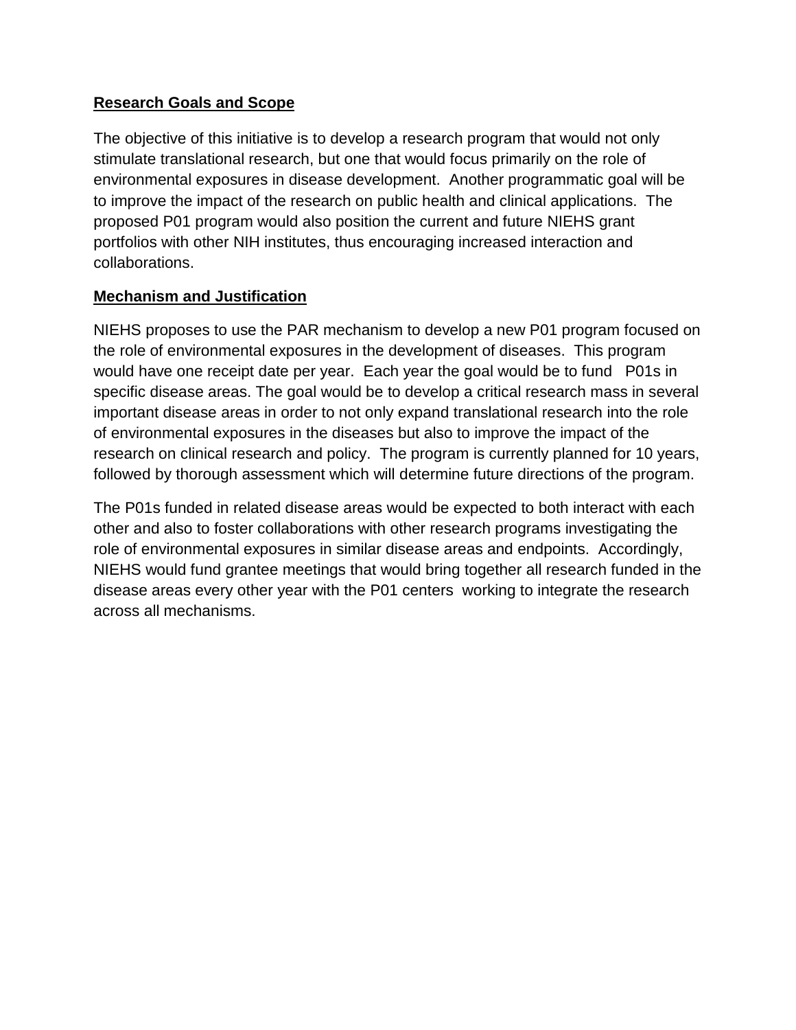**Research Goals and Scope**

The objective of this initiative is to develop a research program that would not only stimulate translational research, but one that would focus primarily on the role of environmental exposures in disease development. Another programmatic goal will be to improve the impact of the research on public health and clinical applications. The proposed P01 program would also position the current and future NIEHS grant portfolios with other NIH institutes, thus encouraging increased interaction and collaborations.

**Mechanism and Justification**

NIEHS proposes to use the PAR mechanism to develop a new P01 program focused on the role of environmental exposures in the development of diseases. This program would have one receipt date per year. Each year the goal would be to fund P01s in specific disease areas. The goal would be to develop a critical research mass in several important disease areas in order to not only expand translational research into the role of environmental exposures in the diseases but also to improve the impact of the research on clinical research and policy. The program is currently planned for 10 years, followed by thorough assessment which will determine future directions of the program.

The P01s funded in related disease areas would be expected to both interact with each other and also to foster collaborations with other research programs investigating the role of environmental exposures in similar disease areas and endpoints. Accordingly, NIEHS would fund grantee meetings that would bring together all research funded in the disease areas every other year with the P01 centers working to integrate the research across all mechanisms.